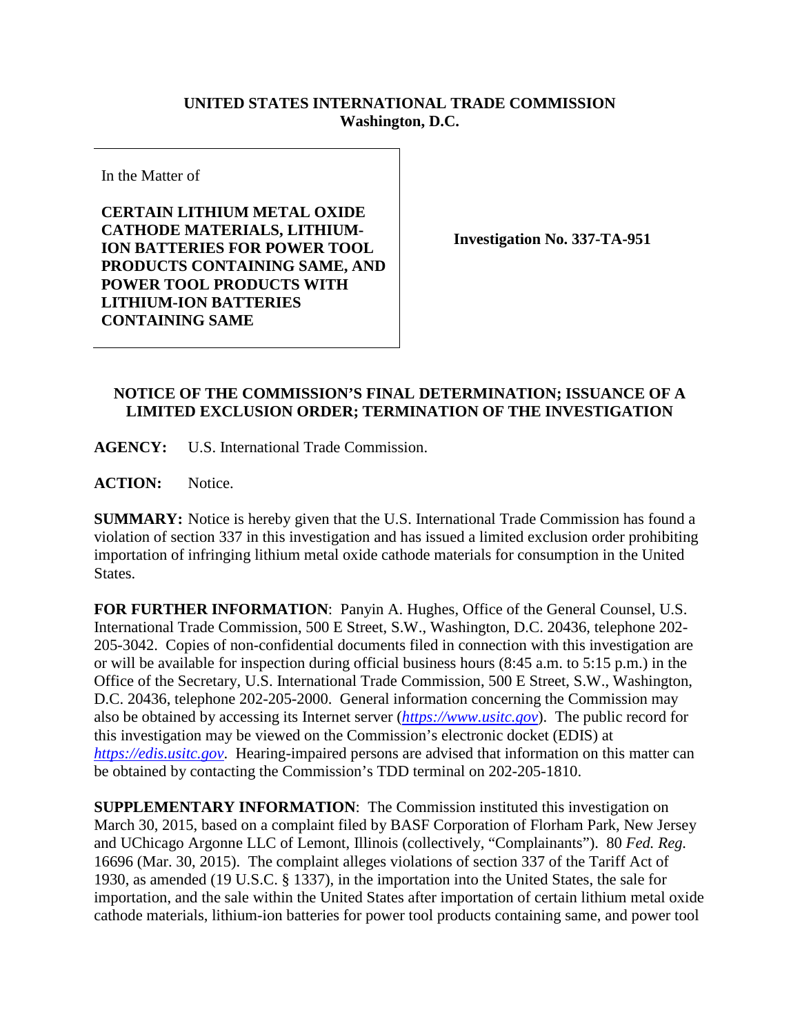**UNITED STATES INTERNATIONAL TRADE COMMISSION**
**Washington, D.C.**

In the Matter of

**CERTAIN LITHIUM METAL OXIDE CATHODE MATERIALS, LITHIUM-ION BATTERIES FOR POWER TOOL PRODUCTS CONTAINING SAME, AND POWER TOOL PRODUCTS WITH LITHIUM-ION BATTERIES CONTAINING SAME**

**Investigation No. 337-TA-951**

**NOTICE OF THE COMMISSION'S FINAL DETERMINATION; ISSUANCE OF A LIMITED EXCLUSION ORDER; TERMINATION OF THE INVESTIGATION**

**AGENCY:** U.S. International Trade Commission.

**ACTION:** Notice.

**SUMMARY:** Notice is hereby given that the U.S. International Trade Commission has found a violation of section 337 in this investigation and has issued a limited exclusion order prohibiting importation of infringing lithium metal oxide cathode materials for consumption in the United States.

**FOR FURTHER INFORMATION**: Panyin A. Hughes, Office of the General Counsel, U.S. International Trade Commission, 500 E Street, S.W., Washington, D.C. 20436, telephone 202-205-3042. Copies of non-confidential documents filed in connection with this investigation are or will be available for inspection during official business hours (8:45 a.m. to 5:15 p.m.) in the Office of the Secretary, U.S. International Trade Commission, 500 E Street, S.W., Washington, D.C. 20436, telephone 202-205-2000. General information concerning the Commission may also be obtained by accessing its Internet server (*https://www.usitc.gov*). The public record for this investigation may be viewed on the Commission's electronic docket (EDIS) at *https://edis.usitc.gov*. Hearing-impaired persons are advised that information on this matter can be obtained by contacting the Commission's TDD terminal on 202-205-1810.

**SUPPLEMENTARY INFORMATION**: The Commission instituted this investigation on March 30, 2015, based on a complaint filed by BASF Corporation of Florham Park, New Jersey and UChicago Argonne LLC of Lemont, Illinois (collectively, "Complainants"). 80 *Fed. Reg.* 16696 (Mar. 30, 2015). The complaint alleges violations of section 337 of the Tariff Act of 1930, as amended (19 U.S.C. § 1337), in the importation into the United States, the sale for importation, and the sale within the United States after importation of certain lithium metal oxide cathode materials, lithium-ion batteries for power tool products containing same, and power tool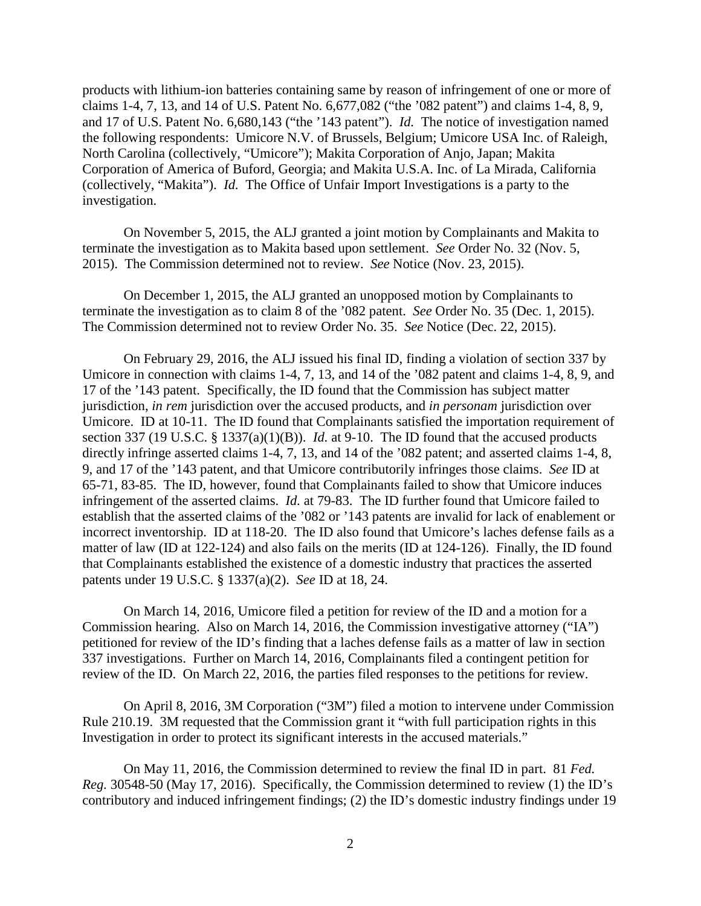products with lithium-ion batteries containing same by reason of infringement of one or more of claims 1-4, 7, 13, and 14 of U.S. Patent No. 6,677,082 ("the '082 patent") and claims 1-4, 8, 9, and 17 of U.S. Patent No. 6,680,143 ("the '143 patent"). *Id.* The notice of investigation named the following respondents: Umicore N.V. of Brussels, Belgium; Umicore USA Inc. of Raleigh, North Carolina (collectively, "Umicore"); Makita Corporation of Anjo, Japan; Makita Corporation of America of Buford, Georgia; and Makita U.S.A. Inc. of La Mirada, California (collectively, "Makita"). *Id.* The Office of Unfair Import Investigations is a party to the investigation.

On November 5, 2015, the ALJ granted a joint motion by Complainants and Makita to terminate the investigation as to Makita based upon settlement. *See* Order No. 32 (Nov. 5, 2015). The Commission determined not to review. *See* Notice (Nov. 23, 2015).

On December 1, 2015, the ALJ granted an unopposed motion by Complainants to terminate the investigation as to claim 8 of the '082 patent. *See* Order No. 35 (Dec. 1, 2015). The Commission determined not to review Order No. 35. *See* Notice (Dec. 22, 2015).

On February 29, 2016, the ALJ issued his final ID, finding a violation of section 337 by Umicore in connection with claims 1-4, 7, 13, and 14 of the '082 patent and claims 1-4, 8, 9, and 17 of the '143 patent. Specifically, the ID found that the Commission has subject matter jurisdiction, *in rem* jurisdiction over the accused products, and *in personam* jurisdiction over Umicore. ID at 10-11. The ID found that Complainants satisfied the importation requirement of section 337 (19 U.S.C. § 1337(a)(1)(B)). *Id.* at 9-10. The ID found that the accused products directly infringe asserted claims 1-4, 7, 13, and 14 of the '082 patent; and asserted claims 1-4, 8, 9, and 17 of the '143 patent, and that Umicore contributorily infringes those claims. *See* ID at 65-71, 83-85. The ID, however, found that Complainants failed to show that Umicore induces infringement of the asserted claims. *Id.* at 79-83. The ID further found that Umicore failed to establish that the asserted claims of the '082 or '143 patents are invalid for lack of enablement or incorrect inventorship. ID at 118-20. The ID also found that Umicore's laches defense fails as a matter of law (ID at 122-124) and also fails on the merits (ID at 124-126). Finally, the ID found that Complainants established the existence of a domestic industry that practices the asserted patents under 19 U.S.C. § 1337(a)(2). *See* ID at 18, 24.

On March 14, 2016, Umicore filed a petition for review of the ID and a motion for a Commission hearing. Also on March 14, 2016, the Commission investigative attorney ("IA") petitioned for review of the ID's finding that a laches defense fails as a matter of law in section 337 investigations. Further on March 14, 2016, Complainants filed a contingent petition for review of the ID. On March 22, 2016, the parties filed responses to the petitions for review.

On April 8, 2016, 3M Corporation ("3M") filed a motion to intervene under Commission Rule 210.19. 3M requested that the Commission grant it "with full participation rights in this Investigation in order to protect its significant interests in the accused materials."

On May 11, 2016, the Commission determined to review the final ID in part. 81 *Fed. Reg.* 30548-50 (May 17, 2016). Specifically, the Commission determined to review (1) the ID's contributory and induced infringement findings; (2) the ID's domestic industry findings under 19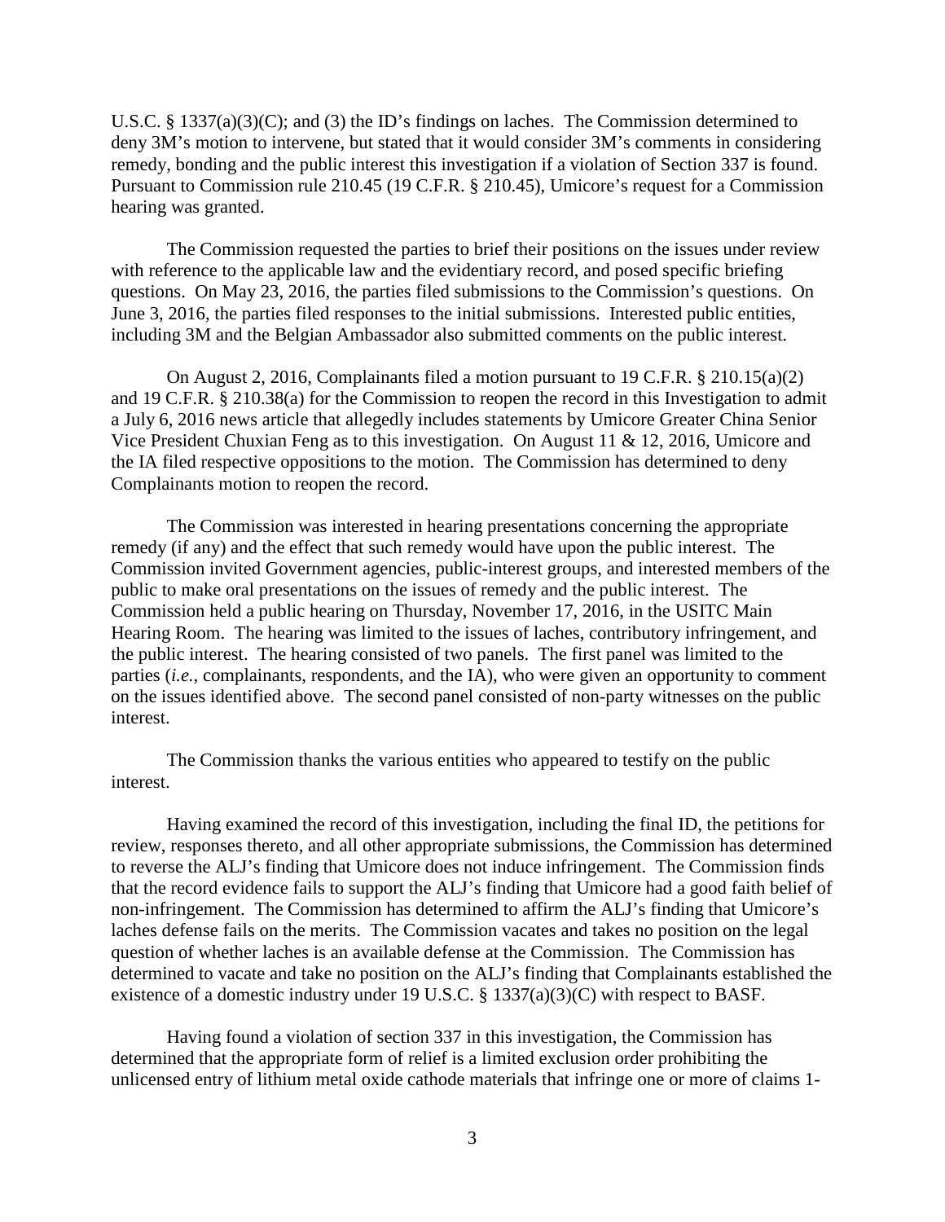U.S.C. § 1337(a)(3)(C); and (3) the ID's findings on laches. The Commission determined to deny 3M's motion to intervene, but stated that it would consider 3M's comments in considering remedy, bonding and the public interest this investigation if a violation of Section 337 is found. Pursuant to Commission rule 210.45 (19 C.F.R. § 210.45), Umicore's request for a Commission hearing was granted.

The Commission requested the parties to brief their positions on the issues under review with reference to the applicable law and the evidentiary record, and posed specific briefing questions. On May 23, 2016, the parties filed submissions to the Commission's questions. On June 3, 2016, the parties filed responses to the initial submissions. Interested public entities, including 3M and the Belgian Ambassador also submitted comments on the public interest.

On August 2, 2016, Complainants filed a motion pursuant to 19 C.F.R. § 210.15(a)(2) and 19 C.F.R. § 210.38(a) for the Commission to reopen the record in this Investigation to admit a July 6, 2016 news article that allegedly includes statements by Umicore Greater China Senior Vice President Chuxian Feng as to this investigation. On August 11 & 12, 2016, Umicore and the IA filed respective oppositions to the motion. The Commission has determined to deny Complainants motion to reopen the record.

The Commission was interested in hearing presentations concerning the appropriate remedy (if any) and the effect that such remedy would have upon the public interest. The Commission invited Government agencies, public-interest groups, and interested members of the public to make oral presentations on the issues of remedy and the public interest. The Commission held a public hearing on Thursday, November 17, 2016, in the USITC Main Hearing Room. The hearing was limited to the issues of laches, contributory infringement, and the public interest. The hearing consisted of two panels. The first panel was limited to the parties (*i.e.*, complainants, respondents, and the IA), who were given an opportunity to comment on the issues identified above. The second panel consisted of non-party witnesses on the public interest.

The Commission thanks the various entities who appeared to testify on the public interest.

Having examined the record of this investigation, including the final ID, the petitions for review, responses thereto, and all other appropriate submissions, the Commission has determined to reverse the ALJ's finding that Umicore does not induce infringement. The Commission finds that the record evidence fails to support the ALJ's finding that Umicore had a good faith belief of non-infringement. The Commission has determined to affirm the ALJ's finding that Umicore's laches defense fails on the merits. The Commission vacates and takes no position on the legal question of whether laches is an available defense at the Commission. The Commission has determined to vacate and take no position on the ALJ's finding that Complainants established the existence of a domestic industry under 19 U.S.C. § 1337(a)(3)(C) with respect to BASF.

Having found a violation of section 337 in this investigation, the Commission has determined that the appropriate form of relief is a limited exclusion order prohibiting the unlicensed entry of lithium metal oxide cathode materials that infringe one or more of claims 1-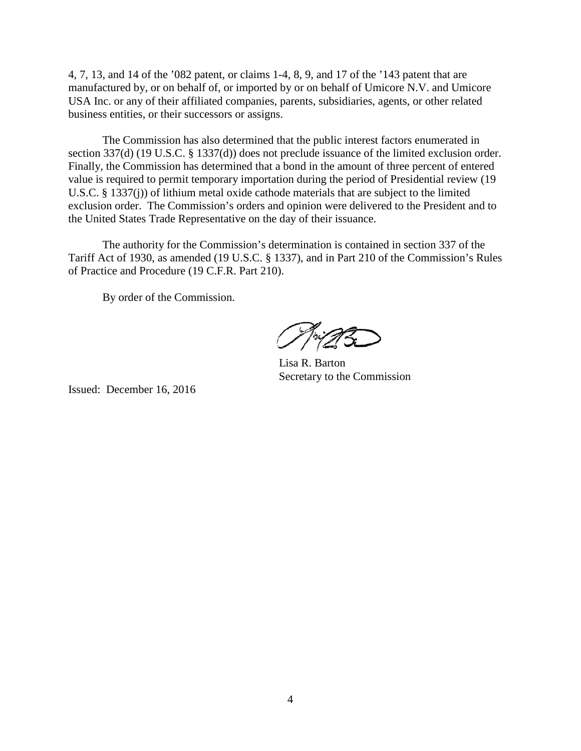4, 7, 13, and 14 of the '082 patent, or claims 1-4, 8, 9, and 17 of the '143 patent that are manufactured by, or on behalf of, or imported by or on behalf of Umicore N.V. and Umicore USA Inc. or any of their affiliated companies, parents, subsidiaries, agents, or other related business entities, or their successors or assigns.

The Commission has also determined that the public interest factors enumerated in section 337(d) (19 U.S.C. § 1337(d)) does not preclude issuance of the limited exclusion order. Finally, the Commission has determined that a bond in the amount of three percent of entered value is required to permit temporary importation during the period of Presidential review (19 U.S.C. § 1337(j)) of lithium metal oxide cathode materials that are subject to the limited exclusion order. The Commission's orders and opinion were delivered to the President and to the United States Trade Representative on the day of their issuance.

The authority for the Commission's determination is contained in section 337 of the Tariff Act of 1930, as amended (19 U.S.C. § 1337), and in Part 210 of the Commission's Rules of Practice and Procedure (19 C.F.R. Part 210).

By order of the Commission.

Lisa R. Barton
Secretary to the Commission

Issued: December 16, 2016